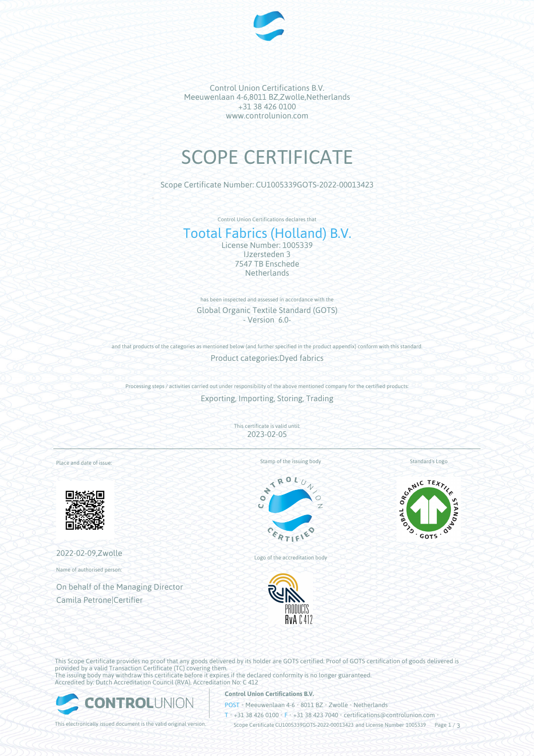Control Union Certifications B.V.
Meeuwenlaan 4-6,8011 BZ,Zwolle,Netherlands
+31 38 426 0100
www.controlunion.com

# SCOPE CERTIFICATE

Scope Certificate Number: CU1005339GOTS-2022-00013423

Control Union Certifications declares that

## Tootal Fabrics (Holland) B.V.

License Number: 1005339
IJzersteden 3
7547 TB Enschede
Netherlands

has been inspected and assessed in accordance with the

Global Organic Textile Standard (GOTS)
- Version 6.0-

and that products of the categories as mentioned below (and further specified in the product appendix) conform with this standard.

Product categories:Dyed fabrics

Processing steps / activities carried out under responsibility of the above mentioned company for the certified products:

Exporting, Importing, Storing, Trading

This certificate is valid until:
2023-02-05

Place and date of issue:

2022-02-09,Zwolle

Name of authorised person:

On behalf of the Managing Director
Camila Petrone|Certifier

Stamp of the issuing body

Logo of the accreditation body

Standard's Logo

This Scope Certificate provides no proof that any goods delivered by its holder are GOTS certified. Proof of GOTS certification of goods delivered is provided by a valid Transaction Certificate (TC) covering them.
The issuing body may withdraw this certificate before it expires if the declared conformity is no longer guaranteed.
Accredited by: Dutch Accreditation Council (RVA), Accreditation No: C 412

This electronically issued document is the valid original version.

**Control Union Certifications B.V.**
POST • Meeuwenlaan 4-6 • 8011 BZ • Zwolle • Netherlands
T • +31 38 426 0100 • F • +31 38 423 7040 • certifications@controlunion.com •
Scope Certificate CU1005339GOTS-2022-00013423 and License Number 1005339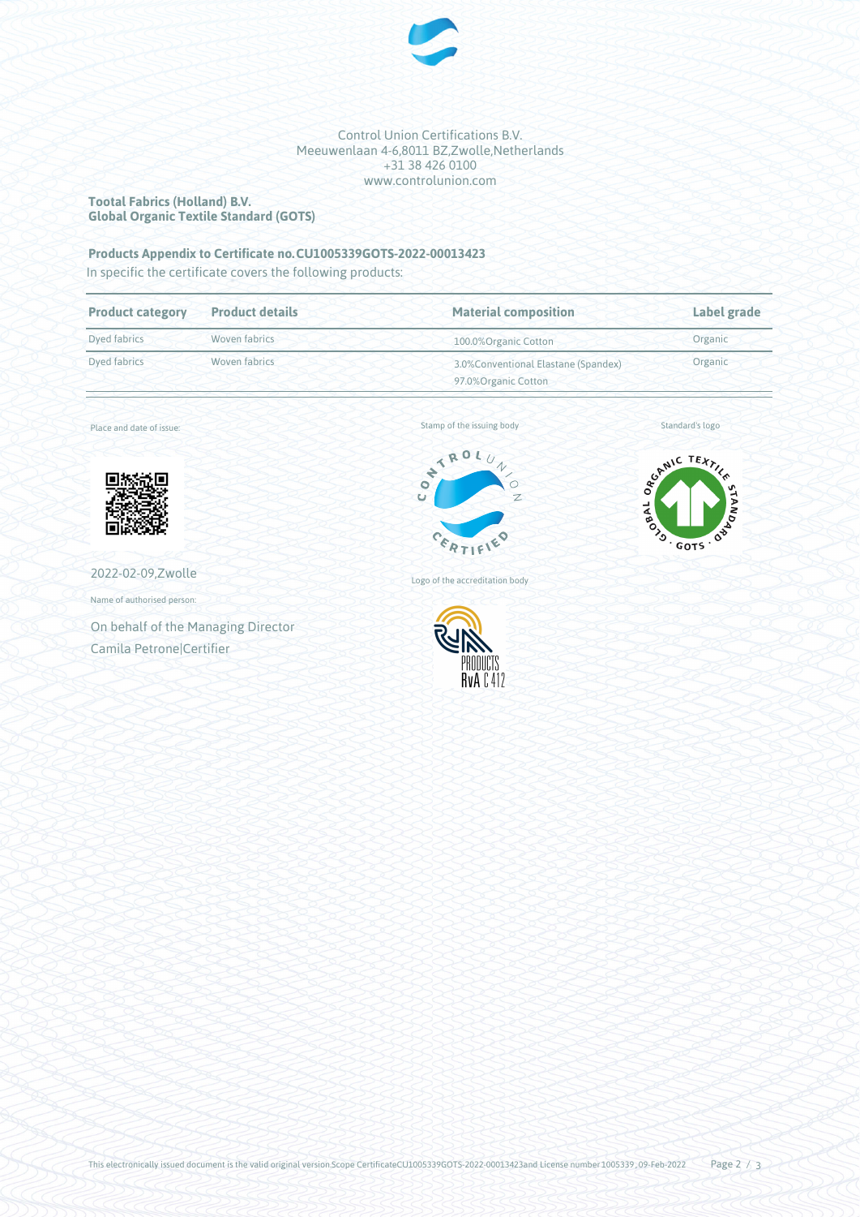Control Union Certifications B.V.
Meeuwenlaan 4-6,8011 BZ,Zwolle,Netherlands
+31 38 426 0100
www.controlunion.com

**Tootal Fabrics (Holland) B.V.**
**Global Organic Textile Standard (GOTS)**

**Products Appendix to Certificate no.CU1005339GOTS-2022-00013423**

In specific the certificate covers the following products:

| Product category | Product details | Material composition | Label grade |
|---|---|---|---|
| Dyed fabrics | Woven fabrics | 100.0%Organic Cotton | Organic |
| Dyed fabrics | Woven fabrics | 3.0%Conventional Elastane (Spandex) 97.0%Organic Cotton | Organic |

Place and date of issue:

2022-02-09,Zwolle

Name of authorised person:

On behalf of the Managing Director
Camila Petrone|Certifier

Stamp of the issuing body

Logo of the accreditation body

Standard's logo

This electronically issued document is the valid original version.Scope CertificateCU1005339GOTS-2022-00013423and License number 1005339, 09-Feb-2022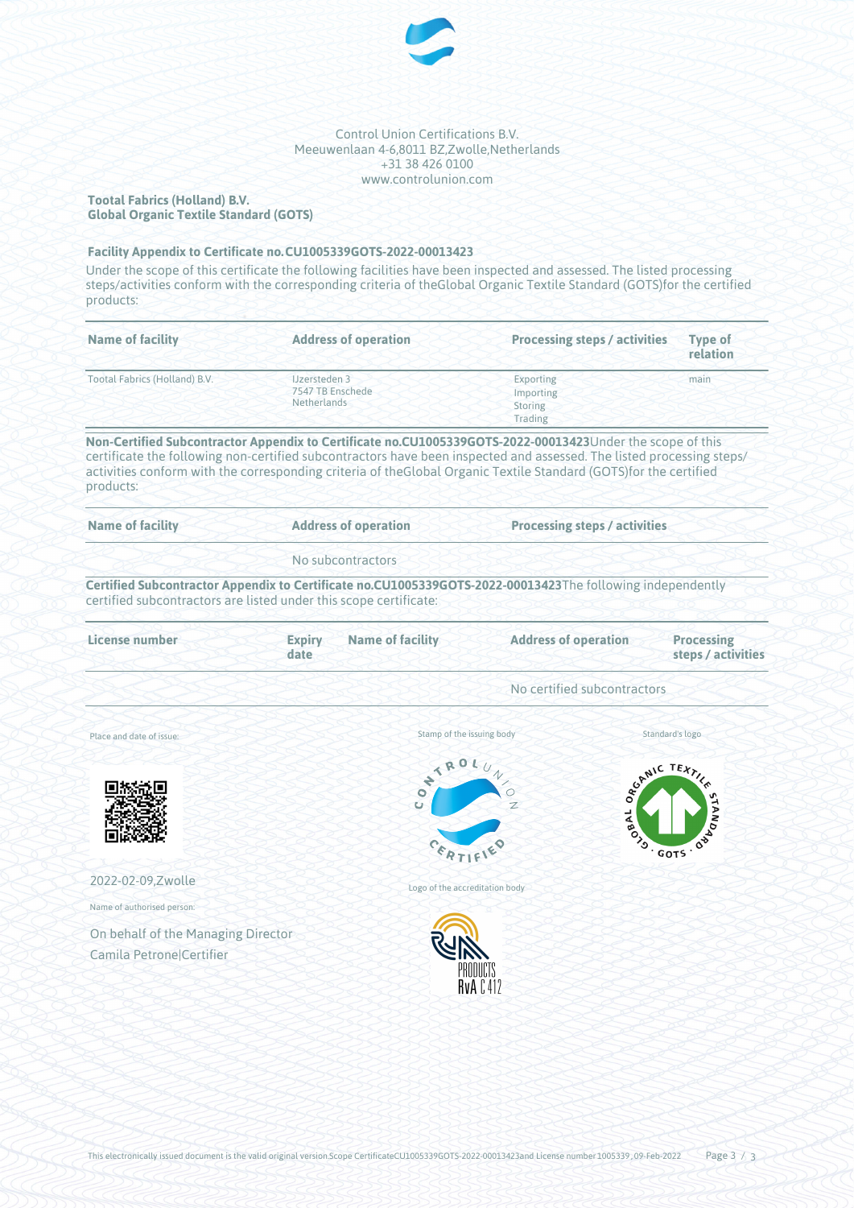Control Union Certifications B.V.
Meeuwenlaan 4-6,8011 BZ,Zwolle,Netherlands
+31 38 426 0100
www.controlunion.com

**Tootal Fabrics (Holland) B.V.**
**Global Organic Textile Standard (GOTS)**

**Facility Appendix to Certificate no.CU1005339GOTS-2022-00013423**

Under the scope of this certificate the following facilities have been inspected and assessed. The listed processing steps/activities conform with the corresponding criteria of theGlobal Organic Textile Standard (GOTS)for the certified products:

| Name of facility | Address of operation | Processing steps / activities | Type of relation |
|---|---|---|---|
| Tootal Fabrics (Holland) B.V. | IJzersteden 3<br>7547 TB Enschede<br>Netherlands | Exporting<br>Importing<br>Storing<br>Trading | main |

**Non-Certified Subcontractor Appendix to Certificate no.CU1005339GOTS-2022-00013423**Under the scope of this certificate the following non-certified subcontractors have been inspected and assessed. The listed processing steps/ activities conform with the corresponding criteria of theGlobal Organic Textile Standard (GOTS)for the certified products:

| Name of facility | Address of operation | Processing steps / activities |
|---|---|---|
| | No subcontractors | |

**Certified Subcontractor Appendix to Certificate no.CU1005339GOTS-2022-00013423**The following independently certified subcontractors are listed under this scope certificate:

| License number | Expiry date | Name of facility | Address of operation | Processing steps / activities |
|---|---|---|---|---|
| | | | No certified subcontractors | |

Place and date of issue:

2022-02-09,Zwolle

Name of authorised person:

On behalf of the Managing Director
Camila Petrone|Certifier

Stamp of the issuing body

Standard's logo

Logo of the accreditation body

This electronically issued document is the valid original version.Scope CertificateCU1005339GOTS-2022-00013423and License number 1005339, 09-Feb-2022